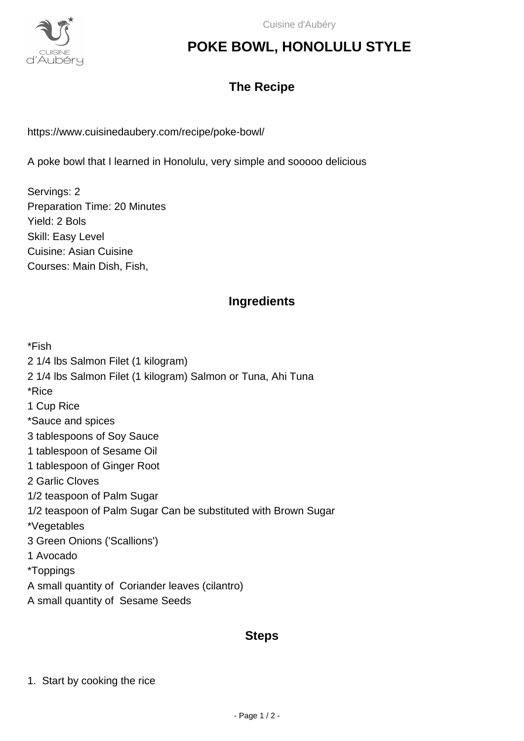# POKE BOWL, HONOLULU STYLE

## The Recipe

https://www.cuisinedaubery.com/recipe/poke-bowl/

A poke bowl that I learned in Honolulu, very simple and sooooo delicious

Servings: 2
Preparation Time: 20 Minutes
Yield: 2 Bols
Skill: Easy Level
Cuisine: Asian Cuisine
Courses: Main Dish, Fish,

## Ingredients

*Fish
2 1/4 lbs Salmon Filet (1 kilogram)
2 1/4 lbs Salmon Filet (1 kilogram) Salmon or Tuna, Ahi Tuna
*Rice
1 Cup Rice
*Sauce and spices
3 tablespoons of Soy Sauce
1 tablespoon of Sesame Oil
1 tablespoon of Ginger Root
2 Garlic Cloves
1/2 teaspoon of Palm Sugar
1/2 teaspoon of Palm Sugar Can be substituted with Brown Sugar
*Vegetables
3 Green Onions ('Scallions')
1 Avocado
*Toppings
A small quantity of Coriander leaves (cilantro)
A small quantity of Sesame Seeds

## Steps

1. Start by cooking the rice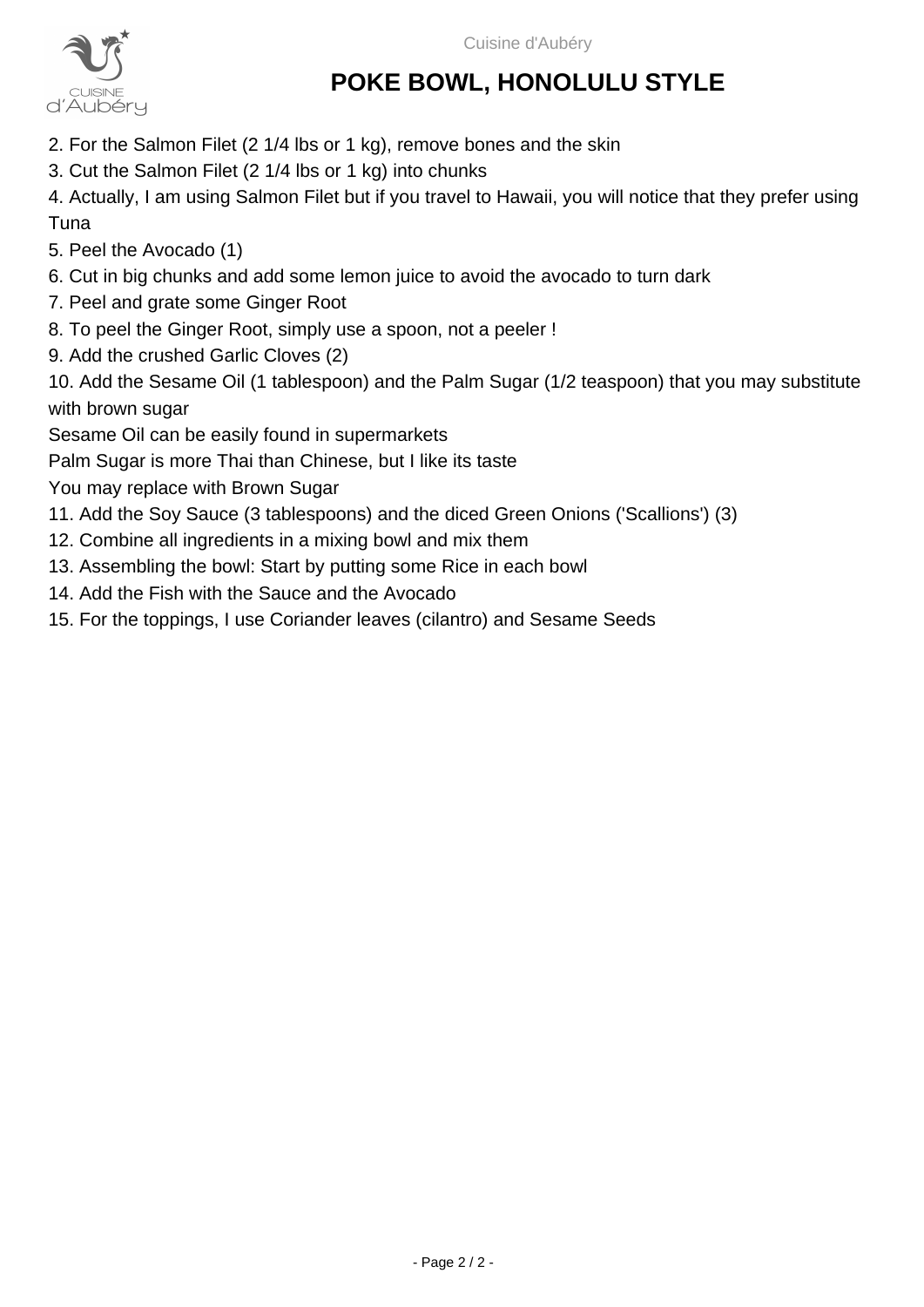# POKE BOWL, HONOLULU STYLE

2. For the Salmon Filet (2 1/4 lbs or 1 kg), remove bones and the skin
3. Cut the Salmon Filet (2 1/4 lbs or 1 kg) into chunks
4. Actually, I am using Salmon Filet but if you travel to Hawaii, you will notice that they prefer using Tuna
5. Peel the Avocado (1)
6. Cut in big chunks and add some lemon juice to avoid the avocado to turn dark
7. Peel and grate some Ginger Root
8. To peel the Ginger Root, simply use a spoon, not a peeler !
9. Add the crushed Garlic Cloves (2)
10. Add the Sesame Oil (1 tablespoon) and the Palm Sugar (1/2 teaspoon) that you may substitute with brown sugar

Sesame Oil can be easily found in supermarkets

Palm Sugar is more Thai than Chinese, but I like its taste

You may replace with Brown Sugar

11. Add the Soy Sauce (3 tablespoons) and the diced Green Onions ('Scallions') (3)
12. Combine all ingredients in a mixing bowl and mix them
13. Assembling the bowl: Start by putting some Rice in each bowl
14. Add the Fish with the Sauce and the Avocado
15. For the toppings, I use Coriander leaves (cilantro) and Sesame Seeds